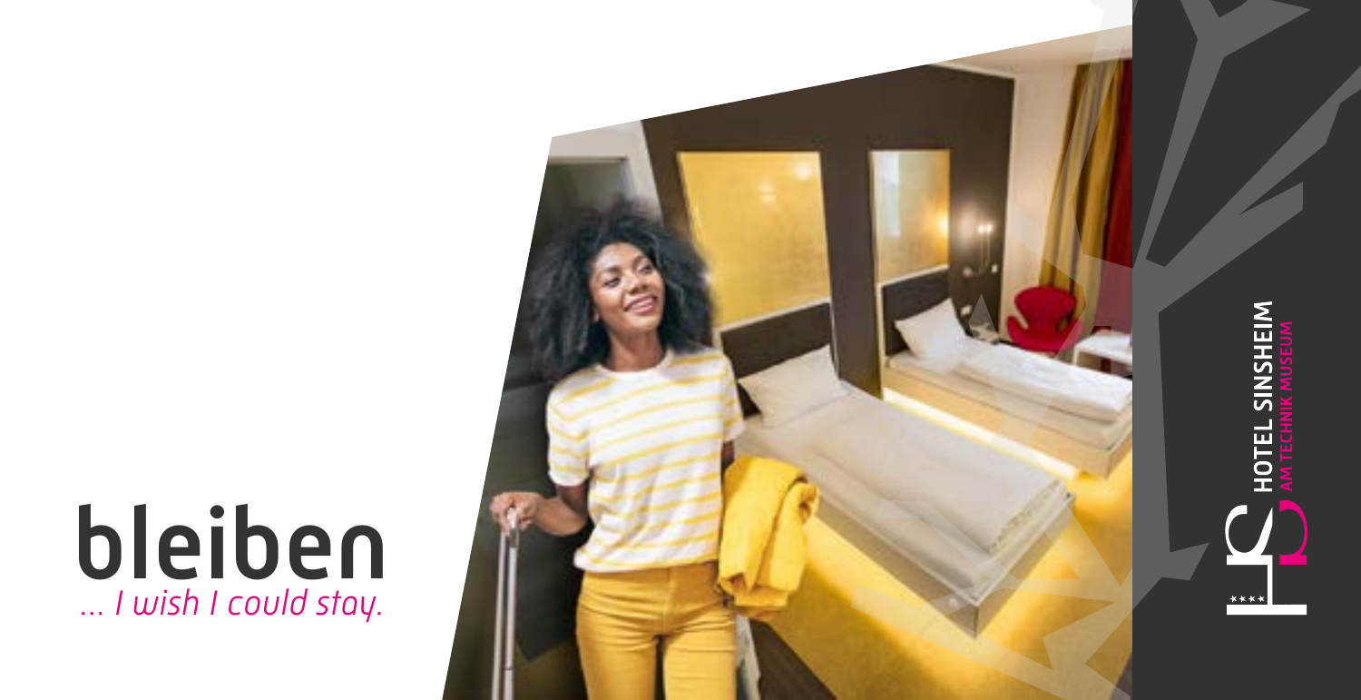# bleiben

*... I wish I could stay.*

**HOTEL SINSHEIM**
**AM TECHNIK MUSEUM**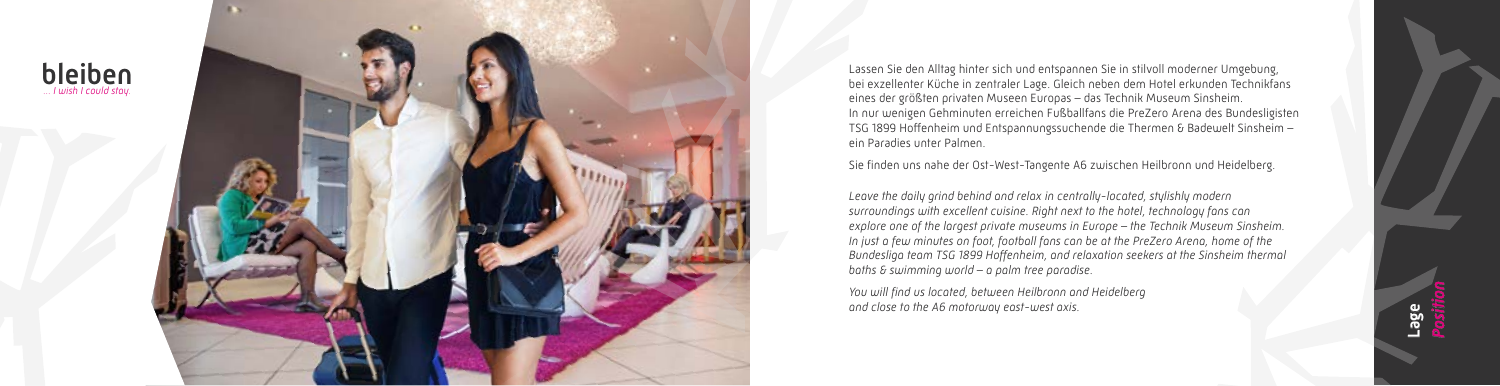**bleiben**

*... I wish I could stay*

Lassen Sie den Alltag hinter sich und entspannen Sie in stilvoll moderner Umgebung, bei exzellenter Küche in zentraler Lage. Gleich neben dem Hotel erkunden Technikfans eines der größten privaten Museen Europas – das Technik Museum Sinsheim. In nur wenigen Gehminuten erreichen Fußballfans die PreZero Arena des Bundesligisten TSG 1899 Hoffenheim und Entspannungssuchende die Thermen & Badewelt Sinsheim – ein Paradies unter Palmen.

Sie finden uns nahe der Ost-West-Tangente A6 zwischen Heilbronn und Heidelberg.

*Leave the daily grind behind and relax in centrally-located, stylishly modern surroundings with excellent cuisine. Right next to the hotel, technology fans can explore one of the largest private museums in Europe – the Technik Museum Sinsheim. In just a few minutes on foot, football fans can be at the PreZero Arena, home of the Bundesliga team TSG 1899 Hoffenheim, and relaxation seekers at the Sinsheim thermal baths & swimming world – a palm tree paradise.*

*You will find us located, between Heilbronn and Heidelberg and close to the A6 motorway east-west axis.*

**Lage** *Position*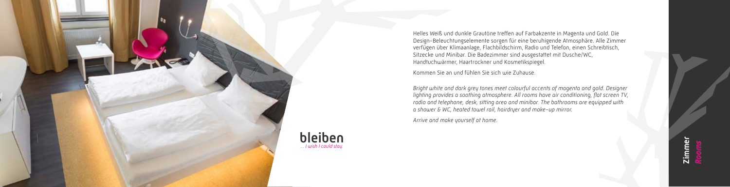**bleiben**
*... I wish I could stay.*

Helles Weiß und dunkle Grautöne treffen auf Farbakzente in Magenta und Gold. Die Design-Beleuchtungselemente sorgen für eine beruhigende Atmosphäre. Alle Zimmer verfügen über Klimaanlage, Flachbildschirm, Radio und Telefon, einen Schreibtisch, Sitzecke und Minibar. Die Badezimmer sind ausgestattet mit Dusche/WC, Handtuchwärmer, Haartrockner und Kosmetikspiegel.

Kommen Sie an und fühlen Sie sich wie Zuhause.

*Bright white and dark grey tones meet colourful accents of magenta and gold. Designer lighting provides a soothing atmosphere. All rooms have air conditioning, flat screen TV, radio and telephone, desk, sitting area and minibar. The bathrooms are equipped with a shower & WC, heated towel rail, hairdryer and make-up mirror.*

*Arrive and make yourself at home.*

**Zimmer**
*Rooms*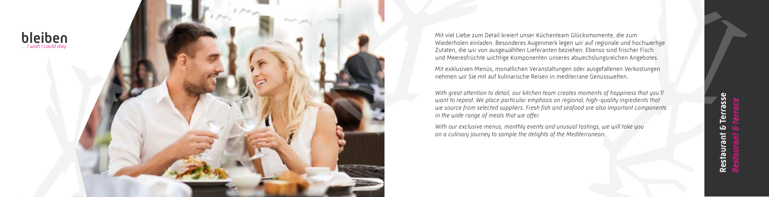**bleiben**
*... I wish I could stay*

# Restaurant & Terrasse
## *Restaurant & terrace*

Mit viel Liebe zum Detail kreiert unser Küchenteam Glücksmomente, die zum Wiederholen einladen. Besonderes Augenmerk legen wir auf regionale und hochwertige Zutaten, die wir von ausgewählten Lieferanten beziehen. Ebenso sind frischer Fisch und Meeresfrüchte wichtige Komponenten unseres abwechslungsreichen Angebotes.

Mit exklusiven Menüs, monatlichen Veranstaltungen oder ausgefallenen Verkostungen nehmen wir Sie mit auf kulinarische Reisen in mediterrane Genusswelten.

*With great attention to detail, our kitchen team creates moments of happiness that you'll want to repeat. We place particular emphasis on regional, high-quality ingredients that we source from selected suppliers. Fresh fish and seafood are also important components in the wide range of meals that we offer.*

*With our exclusive menus, monthly events and unusual tastings, we will take you on a culinary journey to sample the delights of the Mediterranean.*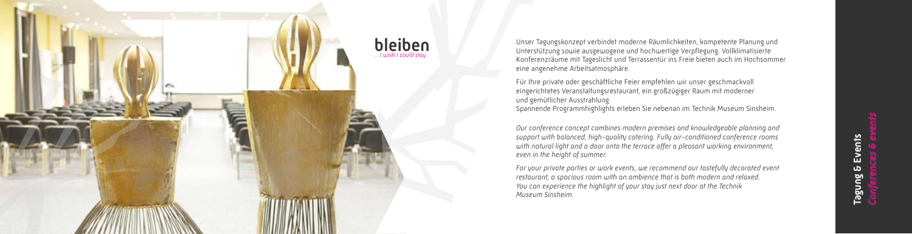**bleiben**
*... I wish I could stay.*

Unser Tagungskonzept verbindet moderne Räumlichkeiten, kompetente Planung und Unterstützung sowie ausgewogene und hochwertige Verpflegung. Vollklimatisierte Konferenzräume mit Tageslicht und Terrassentür ins Freie bieten auch im Hochsommer eine angenehme Arbeitsatmosphäre.

Für Ihre private oder geschäftliche Feier empfehlen wir unser geschmackvoll eingerichtetes Veranstaltungsrestaurant, ein großzügiger Raum mit moderner und gemütlicher Ausstrahlung.
Spannende Programmhighlights erleben Sie nebenan im Technik Museum Sinsheim.

*Our conference concept combines modern premises and knowledgeable planning and support with balanced, high-quality catering. Fully air-conditioned conference rooms with natural light and a door onto the terrace offer a pleasant working environment, even in the height of summer.*

*For your private parties or work events, we recommend our tastefully decorated event restaurant, a spacious room with an ambience that is both modern and relaxed. You can experience the highlight of your stay just next door at the Technik Museum Sinsheim.*

**Tagung & Events**
*Conferences & events*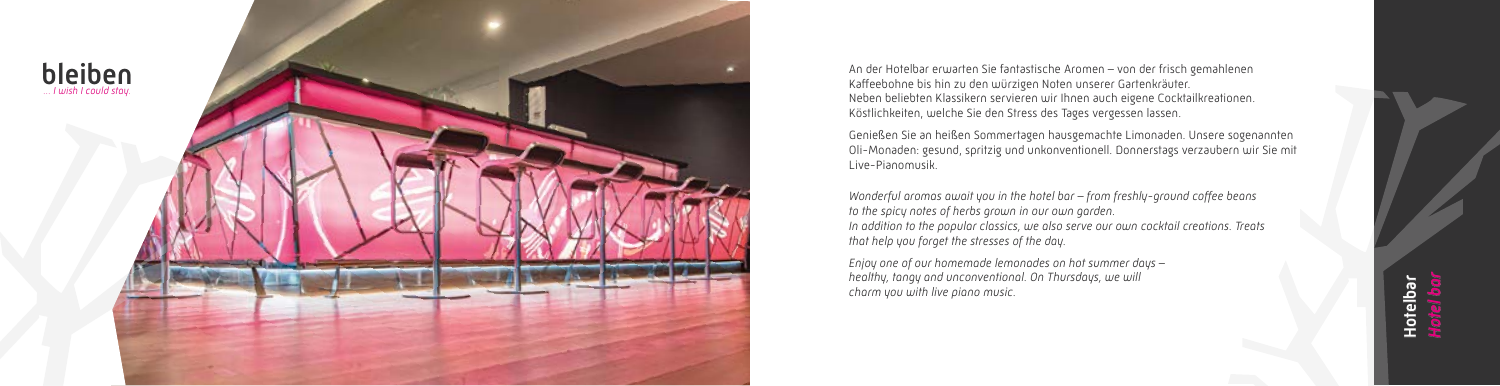**bleiben**
*... I wish I could stay*

# Hotelbar
*Hotel bar*

An der Hotelbar erwarten Sie fantastische Aromen – von der frisch gemahlenen Kaffeebohne bis hin zu den würzigen Noten unserer Gartenkräuter. Neben beliebten Klassikern servieren wir Ihnen auch eigene Cocktailkreationen. Köstlichkeiten, welche Sie den Stress des Tages vergessen lassen.

Genießen Sie an heißen Sommertagen hausgemachte Limonaden. Unsere sogenannten Oli-Monaden: gesund, spritzig und unkonventionell. Donnerstags verzaubern wir Sie mit Live-Pianomusik.

*Wonderful aromas await you in the hotel bar – from freshly-ground coffee beans to the spicy notes of herbs grown in our own garden. In addition to the popular classics, we also serve our own cocktail creations. Treats that help you forget the stresses of the day.*

*Enjoy one of our homemade lemonades on hot summer days – healthy, tangy and unconventional. On Thursdays, we will charm you with live piano music.*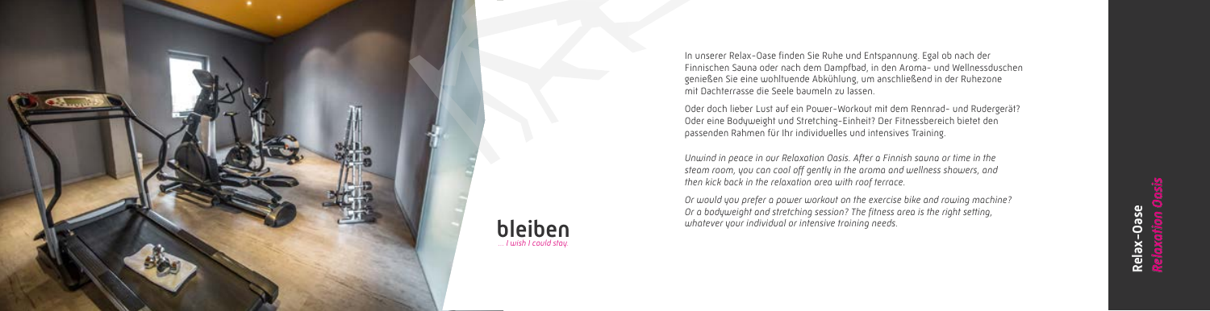**bleiben**
*... I wish I could stay.*

In unserer Relax-Oase finden Sie Ruhe und Entspannung. Egal ob nach der Finnischen Sauna oder nach dem Dampfbad, in den Aroma- und Wellnessduschen genießen Sie eine wohltuende Abkühlung, um anschließend in der Ruhezone mit Dachterrasse die Seele baumeln zu lassen.

Oder doch lieber Lust auf ein Power-Workout mit dem Rennrad- und Rudergerät? Oder eine Bodyweight und Stretching-Einheit? Der Fitnessbereich bietet den passenden Rahmen für Ihr individuelles und intensives Training.

*Unwind in peace in our Relaxation Oasis. After a Finnish sauna or time in the steam room, you can cool off gently in the aroma and wellness showers, and then kick back in the relaxation area with roof terrace.*

*Or would you prefer a power workout on the exercise bike and rowing machine? Or a bodyweight and stretching session? The fitness area is the right setting, whatever your individual or intensive training needs.*

**Relax-Oase**
*Relaxation Oasis*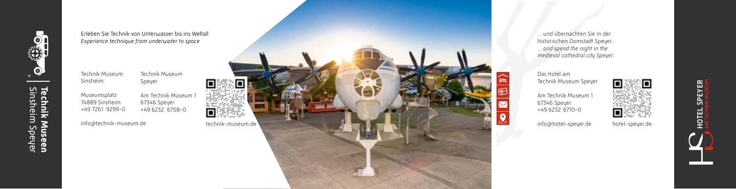**Technik Museen**
Sinsheim Speyer

Erleben Sie Technik von Unterwasser bis ins Weltall
*Experience technique from underwater to space*

Technik Museum Sinsheim

Museumsplatz
74889 Sinsheim
+49 7261 9299-0

Technik Museum Speyer

Am Technik Museum 1
67346 Speyer
+49 6232 6708-0

info@technik-museum.de

technik-museum.de

... und übernachten Sie in der historischen Domstadt Speyer.
*... and spend the night in the medieval cathedral city Speyer.*

Das Hotel am Technik Museum Speyer

Am Technik Museum 1
67346 Speyer
+49 6232 6710–0

info@hotel-speyer.de

hotel-speyer.de

**HOTEL SPEYER**
AM TECHNIK MUSEUM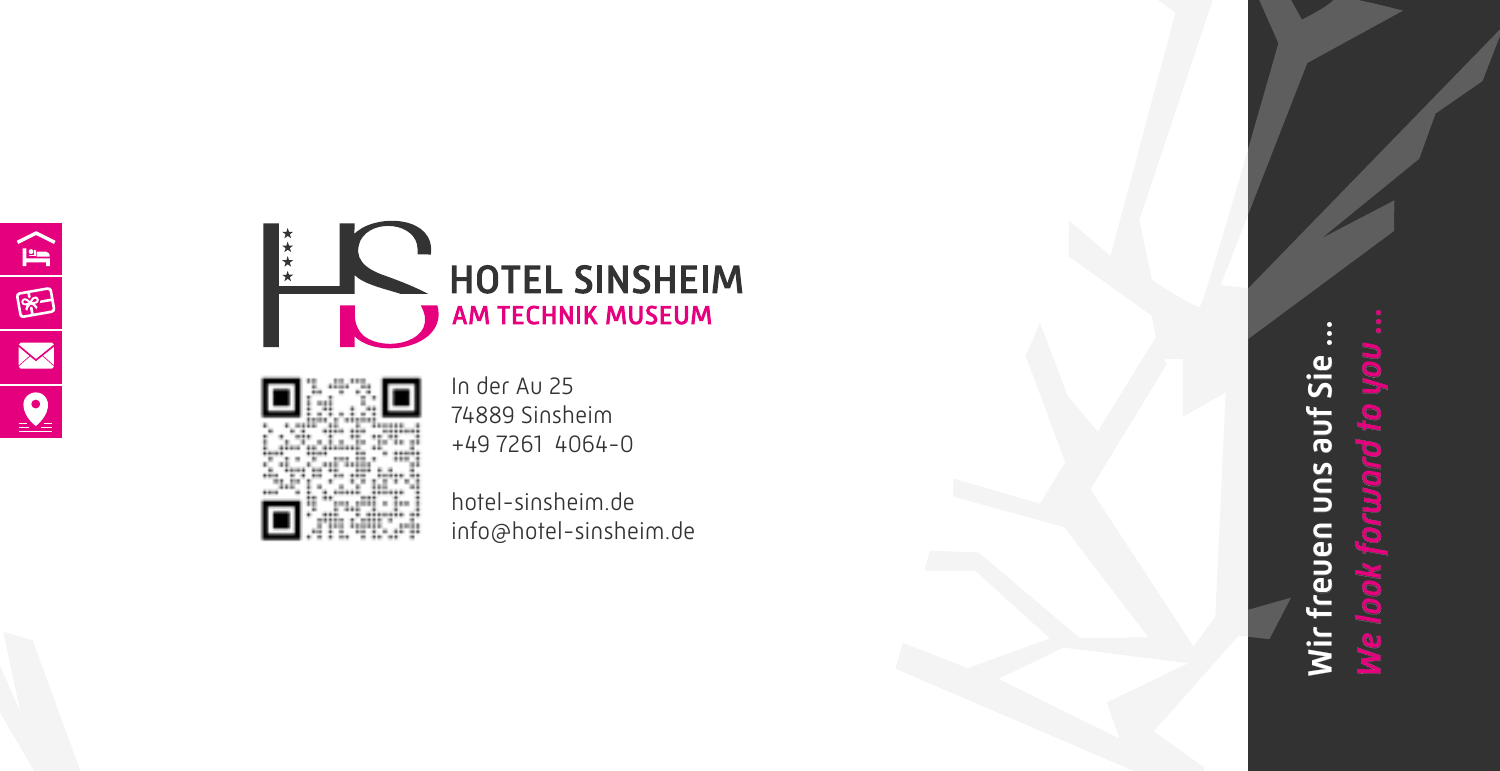## HOTEL SINSHEIM
### AM TECHNIK MUSEUM

In der Au 25
74889 Sinsheim
+49 7261 4064-0

hotel-sinsheim.de
info@hotel-sinsheim.de

**Wir freuen uns auf Sie ...**
*We look forward to you ...*